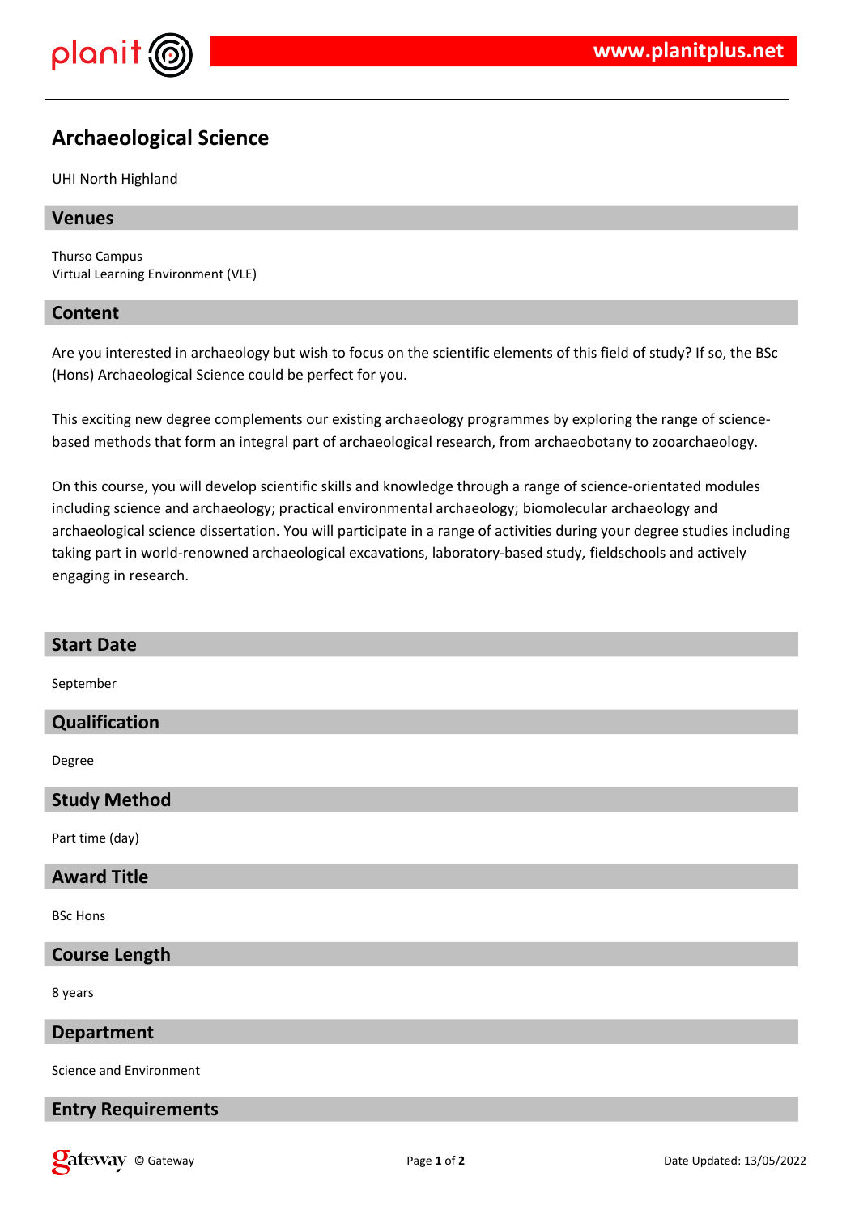# Archaeological Science

UHI North Highland

## Venues

Thurso Campus
Virtual Learning Environment (VLE)

## Content

Are you interested in archaeology but wish to focus on the scientific elements of this field of study? If so, the BSc (Hons) Archaeological Science could be perfect for you.

This exciting new degree complements our existing archaeology programmes by exploring the range of science-based methods that form an integral part of archaeological research, from archaeobotany to zooarchaeology.

On this course, you will develop scientific skills and knowledge through a range of science-orientated modules including science and archaeology; practical environmental archaeology; biomolecular archaeology and archaeological science dissertation. You will participate in a range of activities during your degree studies including taking part in world-renowned archaeological excavations, laboratory-based study, fieldschools and actively engaging in research.

## Start Date

September

## Qualification

Degree

## Study Method

Part time (day)

## Award Title

BSc Hons

## Course Length

8 years

## Department

Science and Environment

## Entry Requirements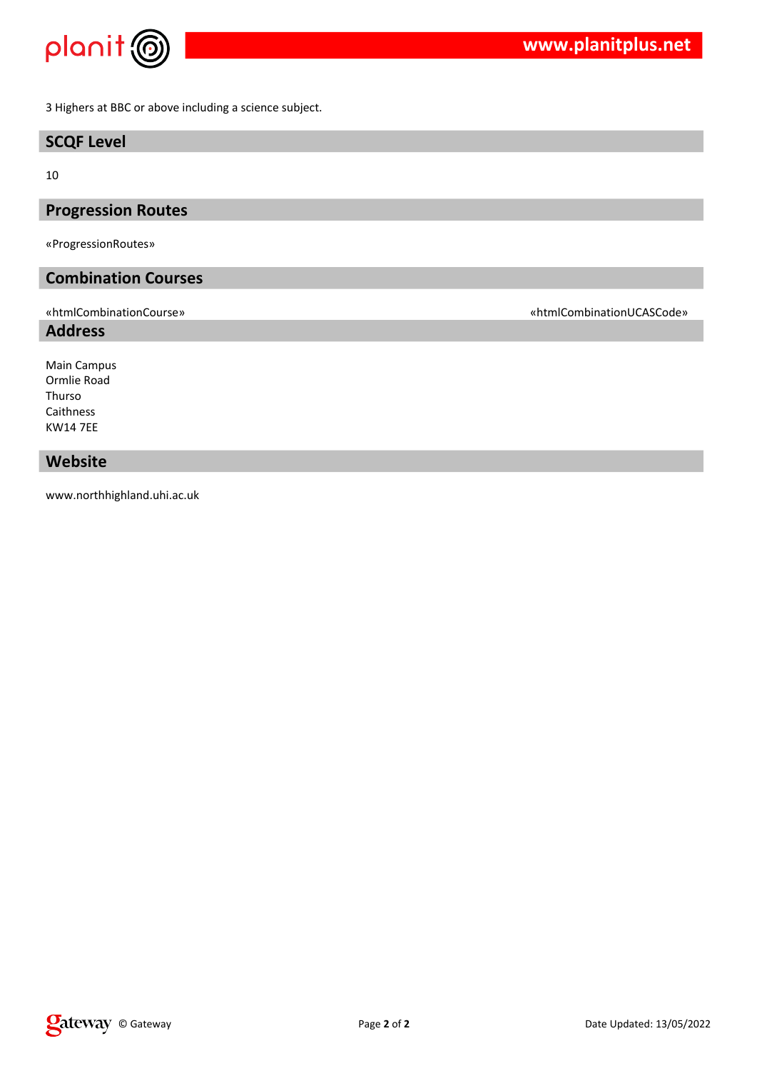3 Highers at BBC or above including a science subject.

## SCQF Level

10

## Progression Routes

«ProgressionRoutes»

## Combination Courses

«htmlCombinationCourse» «htmlCombinationUCASCode»

## Address

Main Campus
Ormlie Road
Thurso
Caithness
KW14 7EE

## Website

www.northhighland.uhi.ac.uk